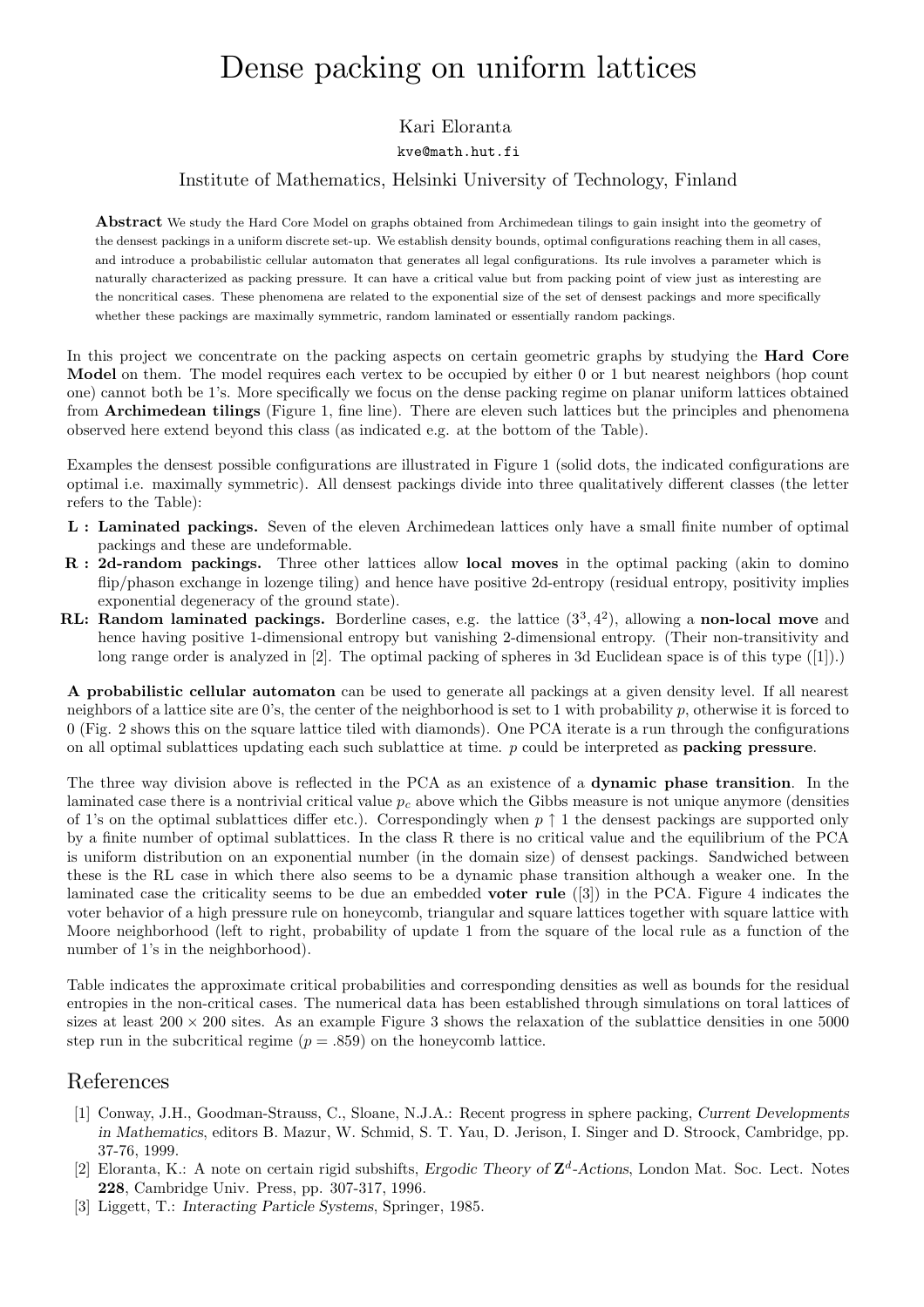# Dense packing on uniform lattices

Kari Eloranta

kve@math.hut.fi

Institute of Mathematics, Helsinki University of Technology, Finland

**Abstract** We study the Hard Core Model on graphs obtained from Archimedean tilings to gain insight into the geometry of the densest packings in a uniform discrete set-up. We establish density bounds, optimal configurations reaching them in all cases, and introduce a probabilistic cellular automaton that generates all legal configurations. Its rule involves a parameter which is naturally characterized as packing pressure. It can have a critical value but from packing point of view just as interesting are the noncritical cases. These phenomena are related to the exponential size of the set of densest packings and more specifically whether these packings are maximally symmetric, random laminated or essentially random packings.

In this project we concentrate on the packing aspects on certain geometric graphs by studying the **Hard Core Model** on them. The model requires each vertex to be occupied by either 0 or 1 but nearest neighbors (hop count one) cannot both be 1's. More specifically we focus on the dense packing regime on planar uniform lattices obtained from **Archimedean tilings** (Figure 1, fine line). There are eleven such lattices but the principles and phenomena observed here extend beyond this class (as indicated e.g. at the bottom of the Table).

Examples the densest possible configurations are illustrated in Figure 1 (solid dots, the indicated configurations are optimal i.e. maximally symmetric). All densest packings divide into three qualitatively different classes (the letter refers to the Table):

- **L : Laminated packings.** Seven of the eleven Archimedean lattices only have a small finite number of optimal packings and these are undeformable.
- **R : 2d-random packings.** Three other lattices allow **local moves** in the optimal packing (akin to domino flip/phason exchange in lozenge tiling) and hence have positive 2d-entropy (residual entropy, positivity implies exponential degeneracy of the ground state).
- **RL: Random laminated packings.** Borderline cases, e.g. the lattice $(3^3, 4^2)$, allowing a **non-local move** and hence having positive 1-dimensional entropy but vanishing 2-dimensional entropy. (Their non-transitivity and long range order is analyzed in [2]. The optimal packing of spheres in 3d Euclidean space is of this type ([1]).)

**A probabilistic cellular automaton** can be used to generate all packings at a given density level. If all nearest neighbors of a lattice site are 0's, the center of the neighborhood is set to 1 with probability $p$, otherwise it is forced to 0 (Fig. 2 shows this on the square lattice tiled with diamonds). One PCA iterate is a run through the configurations on all optimal sublattices updating each such sublattice at time. $p$ could be interpreted as **packing pressure**.

The three way division above is reflected in the PCA as an existence of a **dynamic phase transition**. In the laminated case there is a nontrivial critical value $p_c$ above which the Gibbs measure is not unique anymore (densities of 1's on the optimal sublattices differ etc.). Correspondingly when $p \uparrow 1$ the densest packings are supported only by a finite number of optimal sublattices. In the class R there is no critical value and the equilibrium of the PCA is uniform distribution on an exponential number (in the domain size) of densest packings. Sandwiched between these is the RL case in which there also seems to be a dynamic phase transition although a weaker one. In the laminated case the criticality seems to be due an embedded **voter rule** ([3]) in the PCA. Figure 4 indicates the voter behavior of a high pressure rule on honeycomb, triangular and square lattices together with square lattice with Moore neighborhood (left to right, probability of update 1 from the square of the local rule as a function of the number of 1's in the neighborhood).

Table indicates the approximate critical probabilities and corresponding densities as well as bounds for the residual entropies in the non-critical cases. The numerical data has been established through simulations on toral lattices of sizes at least $200 \times 200$ sites. As an example Figure 3 shows the relaxation of the sublattice densities in one 5000 step run in the subcritical regime ($p = .859$) on the honeycomb lattice.

## References

[1] Conway, J.H., Goodman-Strauss, C., Sloane, N.J.A.: Recent progress in sphere packing, *Current Developments in Mathematics*, editors B. Mazur, W. Schmid, S. T. Yau, D. Jerison, I. Singer and D. Stroock, Cambridge, pp. 37-76, 1999.

[2] Eloranta, K.: A note on certain rigid subshifts, *Ergodic Theory of* $\mathbf{Z}^d$*-Actions*, London Mat. Soc. Lect. Notes **228**, Cambridge Univ. Press, pp. 307-317, 1996.

[3] Liggett, T.: *Interacting Particle Systems*, Springer, 1985.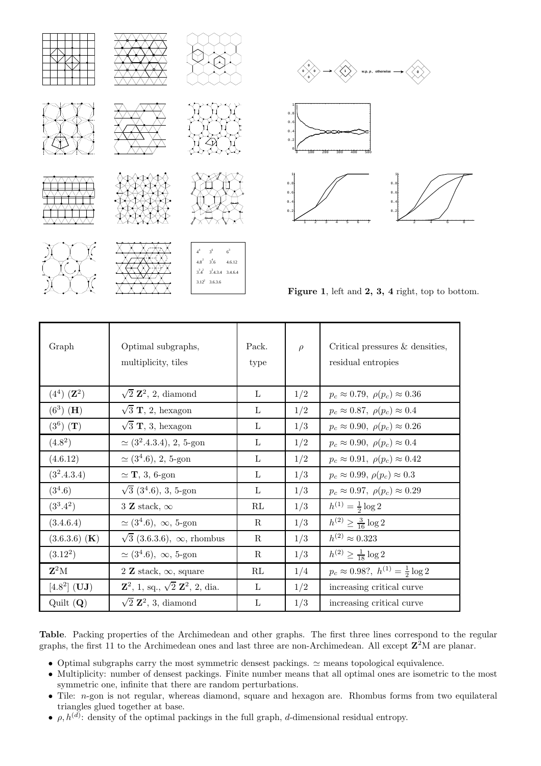4[4] 3[6] 6[3]
4.8[2] 3[4].6 4.6.12
3[3].4[2] 3[2].4.3.4 3.4.6.4
3.12[2] 3.6.3.6

0 0 0 0 → 1 w.p. p, otherwise → 0

1
0.8
0.6
0.4
0.2
0
0 100 200 300 400 500

1
0.8
0.6
0.4
0.2
1 2 3 4 5 6 7

1
0.8
0.6
0.4
0.2
2 4 6 8

**Figure 1**, left and **2, 3, 4** right, top to bottom.

| Graph | Optimal subgraphs, multiplicity, tiles | Pack. type | $\rho$ | Critical pressures & densities, residual entropies |
|---|---|---|---|---|
| $(4^4)$ $(\mathbf{Z}^2)$ | $\sqrt{2}\,\mathbf{Z}^2$, 2, diamond | L | 1/2 | $p_c \approx 0.79,\ \rho(p_c) \approx 0.36$ |
| $(6^3)$ $(\mathbf{H})$ | $\sqrt{3}\,\mathbf{T}$, 2, hexagon | L | 1/2 | $p_c \approx 0.87,\ \rho(p_c) \approx 0.4$ |
| $(3^6)$ $(\mathbf{T})$ | $\sqrt{3}\,\mathbf{T}$, 3, hexagon | L | 1/3 | $p_c \approx 0.90,\ \rho(p_c) \approx 0.26$ |
| $(4.8^2)$ | $\simeq (3^2.4.3.4)$, 2, 5-gon | L | 1/2 | $p_c \approx 0.90,\ \rho(p_c) \approx 0.4$ |
| $(4.6.12)$ | $\simeq (3^4.6)$, 2, 5-gon | L | 1/2 | $p_c \approx 0.91,\ \rho(p_c) \approx 0.42$ |
| $(3^2.4.3.4)$ | $\simeq \mathbf{T}$, 3, 6-gon | L | 1/3 | $p_c \approx 0.99,\ \rho(p_c) \approx 0.3$ |
| $(3^4.6)$ | $\sqrt{3}\,(3^4.6)$, 3, 5-gon | L | 1/3 | $p_c \approx 0.97,\ \rho(p_c) \approx 0.29$ |
| $(3^3.4^2)$ | 3 $\mathbf{Z}$ stack, $\infty$ | RL | 1/3 | $h^{(1)} = \frac{1}{2}\log 2$ |
| $(3.4.6.4)$ | $\simeq (3^4.6)$, $\infty$, 5-gon | R | 1/3 | $h^{(2)} \geq \frac{3}{16}\log 2$ |
| $(3.6.3.6)$ $(\mathbf{K})$ | $\sqrt{3}\,(3.6.3.6)$, $\infty$, rhombus | R | 1/3 | $h^{(2)} \approx 0.323$ |
| $(3.12^2)$ | $\simeq (3^4.6)$, $\infty$, 5-gon | R | 1/3 | $h^{(2)} \geq \frac{1}{18}\log 2$ |
| $\mathbf{Z}^2$M | 2 $\mathbf{Z}$ stack, $\infty$, square | RL | 1/4 | $p_c \approx 0.98?,\ h^{(1)} = \frac{1}{2}\log 2$ |
| $[4.8^2]$ $(\mathbf{UJ})$ | $\mathbf{Z}^2$, 1, sq., $\sqrt{2}\,\mathbf{Z}^2$, 2, dia. | L | 1/2 | increasing critical curve |
| Quilt $(\mathbf{Q})$ | $\sqrt{2}\,\mathbf{Z}^2$, 3, diamond | L | 1/3 | increasing critical curve |

**Table**. Packing properties of the Archimedean and other graphs. The first three lines correspond to the regular graphs, the first 11 to the Archimedean ones and last three are non-Archimedean. All except $\mathbf{Z}^2$M are planar.

- Optimal subgraphs carry the most symmetric densest packings. $\simeq$ means topological equivalence.
- Multiplicity: number of densest packings. Finite number means that all optimal ones are isometric to the most symmetric one, infinite that there are random perturbations.
- Tile: $n$-gon is not regular, whereas diamond, square and hexagon are. Rhombus forms from two equilateral triangles glued together at base.
- $\rho, h^{(d)}$: density of the optimal packings in the full graph, $d$-dimensional residual entropy.